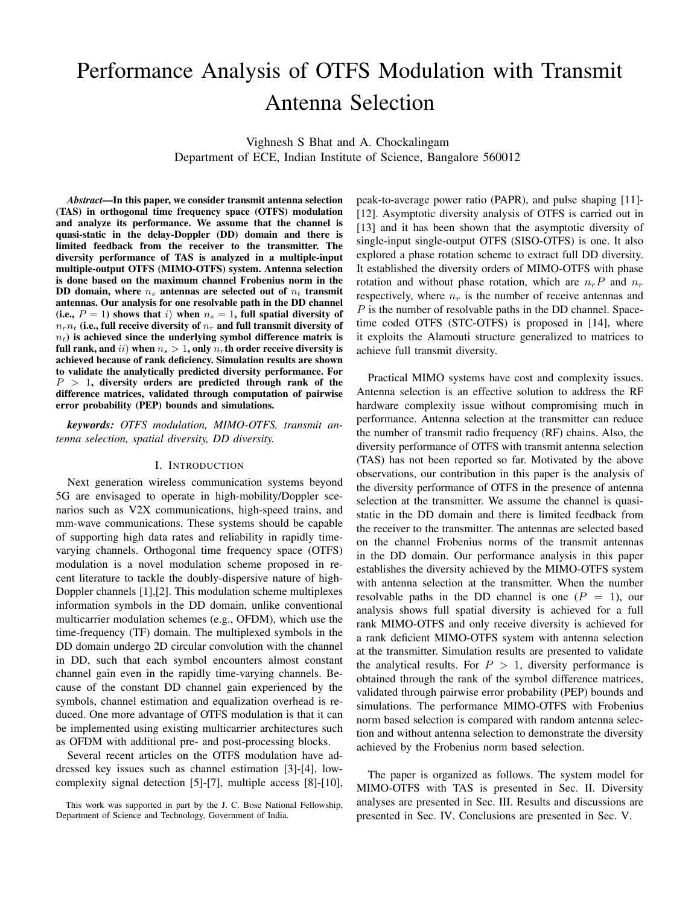# Performance Analysis of OTFS Modulation with Transmit Antenna Selection

Vighnesh S Bhat and A. Chockalingam
Department of ECE, Indian Institute of Science, Bangalore 560012

***Abstract*—In this paper, we consider transmit antenna selection (TAS) in orthogonal time frequency space (OTFS) modulation and analyze its performance. We assume that the channel is quasi-static in the delay-Doppler (DD) domain and there is limited feedback from the receiver to the transmitter. The diversity performance of TAS is analyzed in a multiple-input multiple-output OTFS (MIMO-OTFS) system. Antenna selection is done based on the maximum channel Frobenius norm in the DD domain, where $n_s$ antennas are selected out of $n_t$ transmit antennas. Our analysis for one resolvable path in the DD channel (i.e., $P = 1$) shows that $i)$ when $n_s = 1$, full spatial diversity of $n_r n_t$ (i.e., full receive diversity of $n_r$ and full transmit diversity of $n_t$) is achieved since the underlying symbol difference matrix is full rank, and $ii)$ when $n_s > 1$, only $n_r$th order receive diversity is achieved because of rank deficiency. Simulation results are shown to validate the analytically predicted diversity performance. For $P > 1$, diversity orders are predicted through rank of the difference matrices, validated through computation of pairwise error probability (PEP) bounds and simulations.**

***keywords:*** *OTFS modulation, MIMO-OTFS, transmit antenna selection, spatial diversity, DD diversity.*

## I. Introduction

Next generation wireless communication systems beyond 5G are envisaged to operate in high-mobility/Doppler scenarios such as V2X communications, high-speed trains, and mm-wave communications. These systems should be capable of supporting high data rates and reliability in rapidly time-varying channels. Orthogonal time frequency space (OTFS) modulation is a novel modulation scheme proposed in recent literature to tackle the doubly-dispersive nature of high-Doppler channels [1],[2]. This modulation scheme multiplexes information symbols in the DD domain, unlike conventional multicarrier modulation schemes (e.g., OFDM), which use the time-frequency (TF) domain. The multiplexed symbols in the DD domain undergo 2D circular convolution with the channel in DD, such that each symbol encounters almost constant channel gain even in the rapidly time-varying channels. Because of the constant DD channel gain experienced by the symbols, channel estimation and equalization overhead is reduced. One more advantage of OTFS modulation is that it can be implemented using existing multicarrier architectures such as OFDM with additional pre- and post-processing blocks.

Several recent articles on the OTFS modulation have addressed key issues such as channel estimation [3]-[4], low-complexity signal detection [5]-[7], multiple access [8]-[10], peak-to-average power ratio (PAPR), and pulse shaping [11]-[12]. Asymptotic diversity analysis of OTFS is carried out in [13] and it has been shown that the asymptotic diversity of single-input single-output OTFS (SISO-OTFS) is one. It also explored a phase rotation scheme to extract full DD diversity. It established the diversity orders of MIMO-OTFS with phase rotation and without phase rotation, which are $n_r P$ and $n_r$ respectively, where $n_r$ is the number of receive antennas and $P$ is the number of resolvable paths in the DD channel. Space-time coded OTFS (STC-OTFS) is proposed in [14], where it exploits the Alamouti structure generalized to matrices to achieve full transmit diversity.

Practical MIMO systems have cost and complexity issues. Antenna selection is an effective solution to address the RF hardware complexity issue without compromising much in performance. Antenna selection at the transmitter can reduce the number of transmit radio frequency (RF) chains. Also, the diversity performance of OTFS with transmit antenna selection (TAS) has not been reported so far. Motivated by the above observations, our contribution in this paper is the analysis of the diversity performance of OTFS in the presence of antenna selection at the transmitter. We assume the channel is quasi-static in the DD domain and there is limited feedback from the receiver to the transmitter. The antennas are selected based on the channel Frobenius norms of the transmit antennas in the DD domain. Our performance analysis in this paper establishes the diversity achieved by the MIMO-OTFS system with antenna selection at the transmitter. When the number resolvable paths in the DD channel is one ($P = 1$), our analysis shows full spatial diversity is achieved for a full rank MIMO-OTFS and only receive diversity is achieved for a rank deficient MIMO-OTFS system with antenna selection at the transmitter. Simulation results are presented to validate the analytical results. For $P > 1$, diversity performance is obtained through the rank of the symbol difference matrices, validated through pairwise error probability (PEP) bounds and simulations. The performance MIMO-OTFS with Frobenius norm based selection is compared with random antenna selection and without antenna selection to demonstrate the diversity achieved by the Frobenius norm based selection.

The paper is organized as follows. The system model for MIMO-OTFS with TAS is presented in Sec. II. Diversity analyses are presented in Sec. III. Results and discussions are presented in Sec. IV. Conclusions are presented in Sec. V.

This work was supported in part by the J. C. Bose National Fellowship, Department of Science and Technology, Government of India.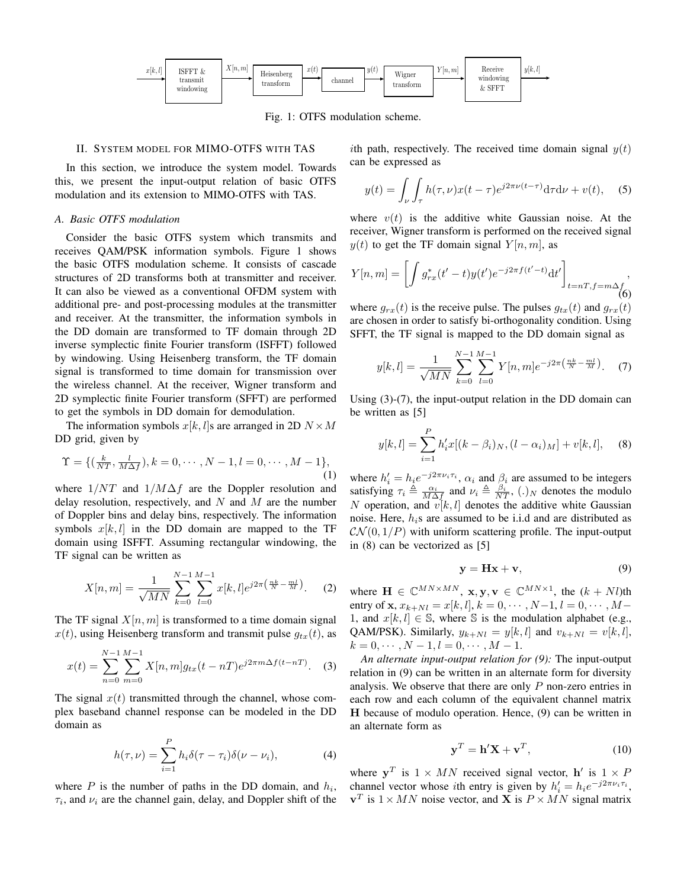Fig. 1: OTFS modulation scheme.

## II. System model for MIMO-OTFS with TAS

In this section, we introduce the system model. Towards this, we present the input-output relation of basic OTFS modulation and its extension to MIMO-OTFS with TAS.

### A. Basic OTFS modulation

Consider the basic OTFS system which transmits and receives QAM/PSK information symbols. Figure 1 shows the basic OTFS modulation scheme. It consists of cascade structures of 2D transforms both at transmitter and receiver. It can also be viewed as a conventional OFDM system with additional pre- and post-processing modules at the transmitter and receiver. At the transmitter, the information symbols in the DD domain are transformed to TF domain through 2D inverse symplectic finite Fourier transform (ISFFT) followed by windowing. Using Heisenberg transform, the TF domain signal is transformed to time domain for transmission over the wireless channel. At the receiver, Wigner transform and 2D symplectic finite Fourier transform (SFFT) are performed to get the symbols in DD domain for demodulation.

The information symbols $x[k,l]$s are arranged in 2D $N \times M$ DD grid, given by

$$\Upsilon = \{(\tfrac{k}{NT}, \tfrac{l}{M\Delta f}), k = 0, \cdots, N-1, l = 0, \cdots, M-1\}, \tag{1}$$

where $1/NT$ and $1/M\Delta f$ are the Doppler resolution and delay resolution, respectively, and $N$ and $M$ are the number of Doppler bins and delay bins, respectively. The information symbols $x[k,l]$ in the DD domain are mapped to the TF domain using ISFFT. Assuming rectangular windowing, the TF signal can be written as

$$X[n,m] = \frac{1}{\sqrt{MN}} \sum_{k=0}^{N-1} \sum_{l=0}^{M-1} x[k,l] e^{j2\pi\left(\frac{nk}{N} - \frac{ml}{M}\right)}. \tag{2}$$

The TF signal $X[n,m]$ is transformed to a time domain signal $x(t)$, using Heisenberg transform and transmit pulse $g_{tx}(t)$, as

$$x(t) = \sum_{n=0}^{N-1} \sum_{m=0}^{M-1} X[n,m] g_{tx}(t-nT) e^{j2\pi m \Delta f (t-nT)}. \tag{3}$$

The signal $x(t)$ transmitted through the channel, whose complex baseband channel response can be modeled in the DD domain as

$$h(\tau,\nu) = \sum_{i=1}^{P} h_i \delta(\tau - \tau_i)\delta(\nu - \nu_i), \tag{4}$$

where $P$ is the number of paths in the DD domain, and $h_i$, $\tau_i$, and $\nu_i$ are the channel gain, delay, and Doppler shift of the $i$th path, respectively. The received time domain signal $y(t)$ can be expressed as

$$y(t) = \int_{\nu} \int_{\tau} h(\tau,\nu) x(t-\tau) e^{j2\pi\nu(t-\tau)} \mathrm{d}\tau \mathrm{d}\nu + v(t), \tag{5}$$

where $v(t)$ is the additive white Gaussian noise. At the receiver, Wigner transform is performed on the received signal $y(t)$ to get the TF domain signal $Y[n,m]$, as

$$Y[n,m] = \left[ \int g_{rx}^{*}(t'-t) y(t') e^{-j2\pi f (t'-t)} \mathrm{d}t' \right]_{t=nT, f=m\Delta f}, \tag{6}$$

where $g_{rx}(t)$ is the receive pulse. The pulses $g_{tx}(t)$ and $g_{rx}(t)$ are chosen in order to satisfy bi-orthogonality condition. Using SFFT, the TF signal is mapped to the DD domain signal as

$$y[k,l] = \frac{1}{\sqrt{MN}} \sum_{k=0}^{N-1} \sum_{l=0}^{M-1} Y[n,m] e^{-j2\pi\left(\frac{nk}{N} - \frac{ml}{M}\right)}. \tag{7}$$

Using (3)-(7), the input-output relation in the DD domain can be written as [5]

$$y[k,l] = \sum_{i=1}^{P} h'_i x[(k-\beta_i)_N, (l-\alpha_i)_M] + v[k,l], \tag{8}$$

where $h'_i = h_i e^{-j2\pi\nu_i\tau_i}$, $\alpha_i$ and $\beta_i$ are assumed to be integers satisfying $\tau_i \triangleq \frac{\alpha_i}{M\Delta f}$ and $\nu_i \triangleq \frac{\beta_i}{NT}$, $(.)_N$ denotes the modulo $N$ operation, and $v[k,l]$ denotes the additive white Gaussian noise. Here, $h_i$s are assumed to be i.i.d and are distributed as $\mathcal{CN}(0, 1/P)$ with uniform scattering profile. The input-output in (8) can be vectorized as [5]

$$\mathbf{y} = \mathbf{H}\mathbf{x} + \mathbf{v}, \tag{9}$$

where $\mathbf{H} \in \mathbb{C}^{MN \times MN}$, $\mathbf{x}, \mathbf{y}, \mathbf{v} \in \mathbb{C}^{MN \times 1}$, the $(k+Nl)$th entry of $\mathbf{x}$, $x_{k+Nl} = x[k,l], k = 0, \cdots, N-1, l = 0, \cdots, M-1$, and $x[k,l] \in \mathbb{S}$, where $\mathbb{S}$ is the modulation alphabet (e.g., QAM/PSK). Similarly, $y_{k+Nl} = y[k,l]$ and $v_{k+Nl} = v[k,l]$, $k = 0, \cdots, N-1, l = 0, \cdots, M-1$.

*An alternate input-output relation for (9):* The input-output relation in (9) can be written in an alternate form for diversity analysis. We observe that there are only $P$ non-zero entries in each row and each column of the equivalent channel matrix $\mathbf{H}$ because of modulo operation. Hence, (9) can be written in an alternate form as

$$\mathbf{y}^T = \mathbf{h}'\mathbf{X} + \mathbf{v}^T, \tag{10}$$

where $\mathbf{y}^T$ is $1 \times MN$ received signal vector, $\mathbf{h}'$ is $1 \times P$ channel vector whose $i$th entry is given by $h'_i = h_i e^{-j2\pi\nu_i\tau_i}$, $\mathbf{v}^T$ is $1 \times MN$ noise vector, and $\mathbf{X}$ is $P \times MN$ signal matrix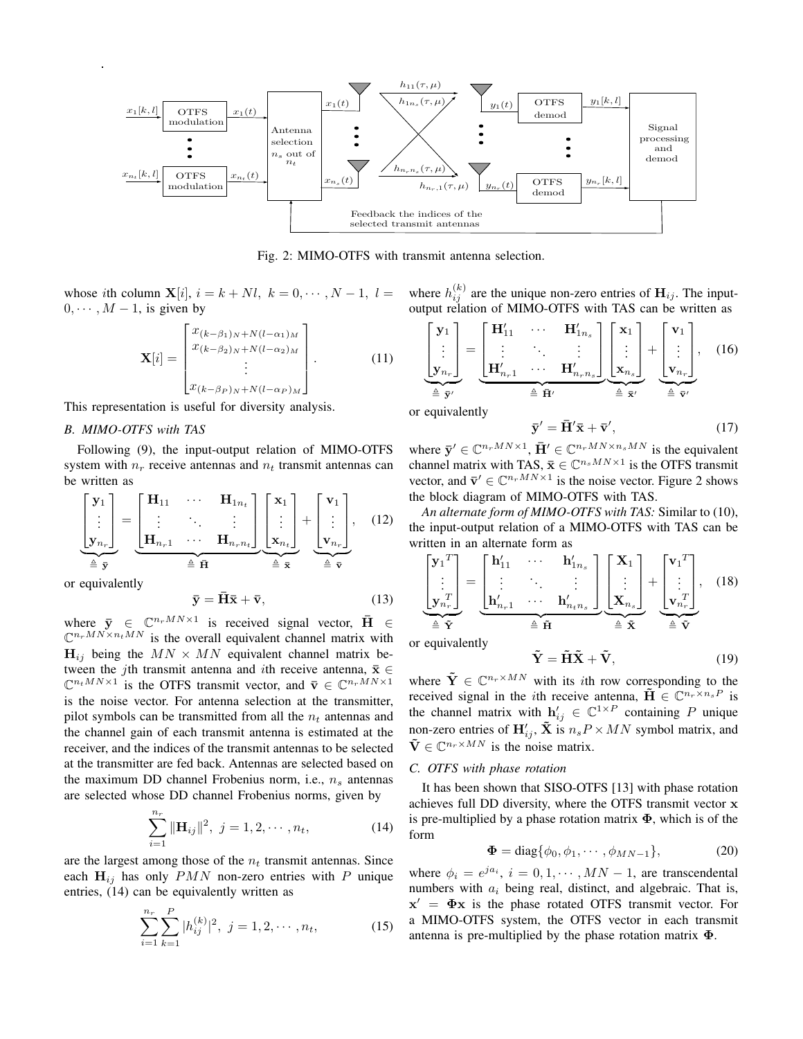Fig. 2: MIMO-OTFS with transmit antenna selection.

whose $i$th column $\mathbf{X}[i]$, $i = k + Nl$, $k = 0, \cdots, N-1$, $l = 0, \cdots, M-1$, is given by

$$\mathbf{X}[i] = \begin{bmatrix} x_{(k-\beta_1)_N + N(l-\alpha_1)_M} \\ x_{(k-\beta_2)_N + N(l-\alpha_2)_M} \\ \vdots \\ x_{(k-\beta_P)_N + N(l-\alpha_P)_M} \end{bmatrix}. \tag{11}$$

This representation is useful for diversity analysis.

### B. MIMO-OTFS with TAS

Following (9), the input-output relation of MIMO-OTFS system with $n_r$ receive antennas and $n_t$ transmit antennas can be written as

$$\underbrace{\begin{bmatrix} \mathbf{y}_1 \\ \vdots \\ \mathbf{y}_{n_r} \end{bmatrix}}_{\triangleq \bar{\mathbf{y}}} = \underbrace{\begin{bmatrix} \mathbf{H}_{11} & \cdots & \mathbf{H}_{1n_t} \\ \vdots & \ddots & \vdots \\ \mathbf{H}_{n_r 1} & \cdots & \mathbf{H}_{n_r n_t} \end{bmatrix}}_{\triangleq \bar{\mathbf{H}}} \underbrace{\begin{bmatrix} \mathbf{x}_1 \\ \vdots \\ \mathbf{x}_{n_t} \end{bmatrix}}_{\triangleq \bar{\mathbf{x}}} + \underbrace{\begin{bmatrix} \mathbf{v}_1 \\ \vdots \\ \mathbf{v}_{n_r} \end{bmatrix}}_{\triangleq \bar{\mathbf{v}}}, \tag{12}$$

or equivalently

$$\bar{\mathbf{y}} = \bar{\mathbf{H}}\bar{\mathbf{x}} + \bar{\mathbf{v}}, \tag{13}$$

where $\bar{\mathbf{y}} \in \mathbb{C}^{n_r MN \times 1}$ is received signal vector, $\bar{\mathbf{H}} \in \mathbb{C}^{n_r MN \times n_t MN}$ is the overall equivalent channel matrix with $\mathbf{H}_{ij}$ being the $MN \times MN$ equivalent channel matrix between the $j$th transmit antenna and $i$th receive antenna, $\bar{\mathbf{x}} \in \mathbb{C}^{n_t MN \times 1}$ is the OTFS transmit vector, and $\bar{\mathbf{v}} \in \mathbb{C}^{n_r MN \times 1}$ is the noise vector. For antenna selection at the transmitter, pilot symbols can be transmitted from all the $n_t$ antennas and the channel gain of each transmit antenna is estimated at the receiver, and the indices of the transmit antennas to be selected at the transmitter are fed back. Antennas are selected based on the maximum DD channel Frobenius norm, i.e., $n_s$ antennas are selected whose DD channel Frobenius norms, given by

$$\sum_{i=1}^{n_r} \|\mathbf{H}_{ij}\|^2, \ j = 1, 2, \cdots, n_t, \tag{14}$$

are the largest among those of the $n_t$ transmit antennas. Since each $\mathbf{H}_{ij}$ has only $PMN$ non-zero entries with $P$ unique entries, (14) can be equivalently written as

$$\sum_{i=1}^{n_r} \sum_{k=1}^{P} |h_{ij}^{(k)}|^2, \ j = 1, 2, \cdots, n_t, \tag{15}$$

where $h_{ij}^{(k)}$ are the unique non-zero entries of $\mathbf{H}_{ij}$. The input-output relation of MIMO-OTFS with TAS can be written as

$$\underbrace{\begin{bmatrix} \mathbf{y}_1 \\ \vdots \\ \mathbf{y}_{n_r} \end{bmatrix}}_{\triangleq \bar{\mathbf{y}}'} = \underbrace{\begin{bmatrix} \mathbf{H}'_{11} & \cdots & \mathbf{H}'_{1n_s} \\ \vdots & \ddots & \vdots \\ \mathbf{H}'_{n_r 1} & \cdots & \mathbf{H}'_{n_r n_s} \end{bmatrix}}_{\triangleq \bar{\mathbf{H}}'} \underbrace{\begin{bmatrix} \mathbf{x}_1 \\ \vdots \\ \mathbf{x}_{n_s} \end{bmatrix}}_{\triangleq \bar{\mathbf{x}}'} + \underbrace{\begin{bmatrix} \mathbf{v}_1 \\ \vdots \\ \mathbf{v}_{n_r} \end{bmatrix}}_{\triangleq \bar{\mathbf{v}}'}, \tag{16}$$

or equivalently

$$\bar{\mathbf{y}}' = \bar{\mathbf{H}}'\bar{\mathbf{x}} + \bar{\mathbf{v}}', \tag{17}$$

where $\bar{\mathbf{y}}' \in \mathbb{C}^{n_r MN \times 1}$, $\bar{\mathbf{H}}' \in \mathbb{C}^{n_r MN \times n_s MN}$ is the equivalent channel matrix with TAS, $\bar{\mathbf{x}} \in \mathbb{C}^{n_s MN \times 1}$ is the OTFS transmit vector, and $\bar{\mathbf{v}}' \in \mathbb{C}^{n_r MN \times 1}$ is the noise vector. Figure 2 shows the block diagram of MIMO-OTFS with TAS.

*An alternate form of MIMO-OTFS with TAS:* Similar to (10), the input-output relation of a MIMO-OTFS with TAS can be written in an alternate form as

$$\underbrace{\begin{bmatrix} {\mathbf{y}_1}^T \\ \vdots \\ {\mathbf{y}_{n_r}}^T \end{bmatrix}}_{\triangleq \tilde{\mathbf{Y}}} = \underbrace{\begin{bmatrix} \mathbf{h}'_{11} & \cdots & \mathbf{h}'_{1n_s} \\ \vdots & \ddots & \vdots \\ \mathbf{h}'_{n_r 1} & \cdots & \mathbf{h}'_{n_t n_s} \end{bmatrix}}_{\triangleq \tilde{\mathbf{H}}} \underbrace{\begin{bmatrix} \mathbf{X}_1 \\ \vdots \\ \mathbf{X}_{n_s} \end{bmatrix}}_{\triangleq \tilde{\mathbf{X}}} + \underbrace{\begin{bmatrix} {\mathbf{v}_1}^T \\ \vdots \\ {\mathbf{v}_{n_r}}^T \end{bmatrix}}_{\triangleq \tilde{\mathbf{V}}}, \tag{18}$$

or equivalently

$$\tilde{\mathbf{Y}} = \tilde{\mathbf{H}}\tilde{\mathbf{X}} + \tilde{\mathbf{V}}, \tag{19}$$

where $\tilde{\mathbf{Y}} \in \mathbb{C}^{n_r \times MN}$ with its $i$th row corresponding to the received signal in the $i$th receive antenna, $\tilde{\mathbf{H}} \in \mathbb{C}^{n_r \times n_s P}$ is the channel matrix with $\mathbf{h}'_{ij} \in \mathbb{C}^{1 \times P}$ containing $P$ unique non-zero entries of $\mathbf{H}'_{ij}$, $\tilde{\mathbf{X}}$ is $n_s P \times MN$ symbol matrix, and $\tilde{\mathbf{V}} \in \mathbb{C}^{n_r \times MN}$ is the noise matrix.

### C. OTFS with phase rotation

It has been shown that SISO-OTFS [13] with phase rotation achieves full DD diversity, where the OTFS transmit vector $\mathbf{x}$ is pre-multiplied by a phase rotation matrix $\mathbf{\Phi}$, which is of the form

$$\mathbf{\Phi} = \text{diag}\{\phi_0, \phi_1, \cdots, \phi_{MN-1}\}, \tag{20}$$

where $\phi_i = e^{ja_i}$, $i = 0, 1, \cdots, MN-1$, are transcendental numbers with $a_i$ being real, distinct, and algebraic. That is, $\mathbf{x}' = \mathbf{\Phi}\mathbf{x}$ is the phase rotated OTFS transmit vector. For a MIMO-OTFS system, the OTFS vector in each transmit antenna is pre-multiplied by the phase rotation matrix $\mathbf{\Phi}$.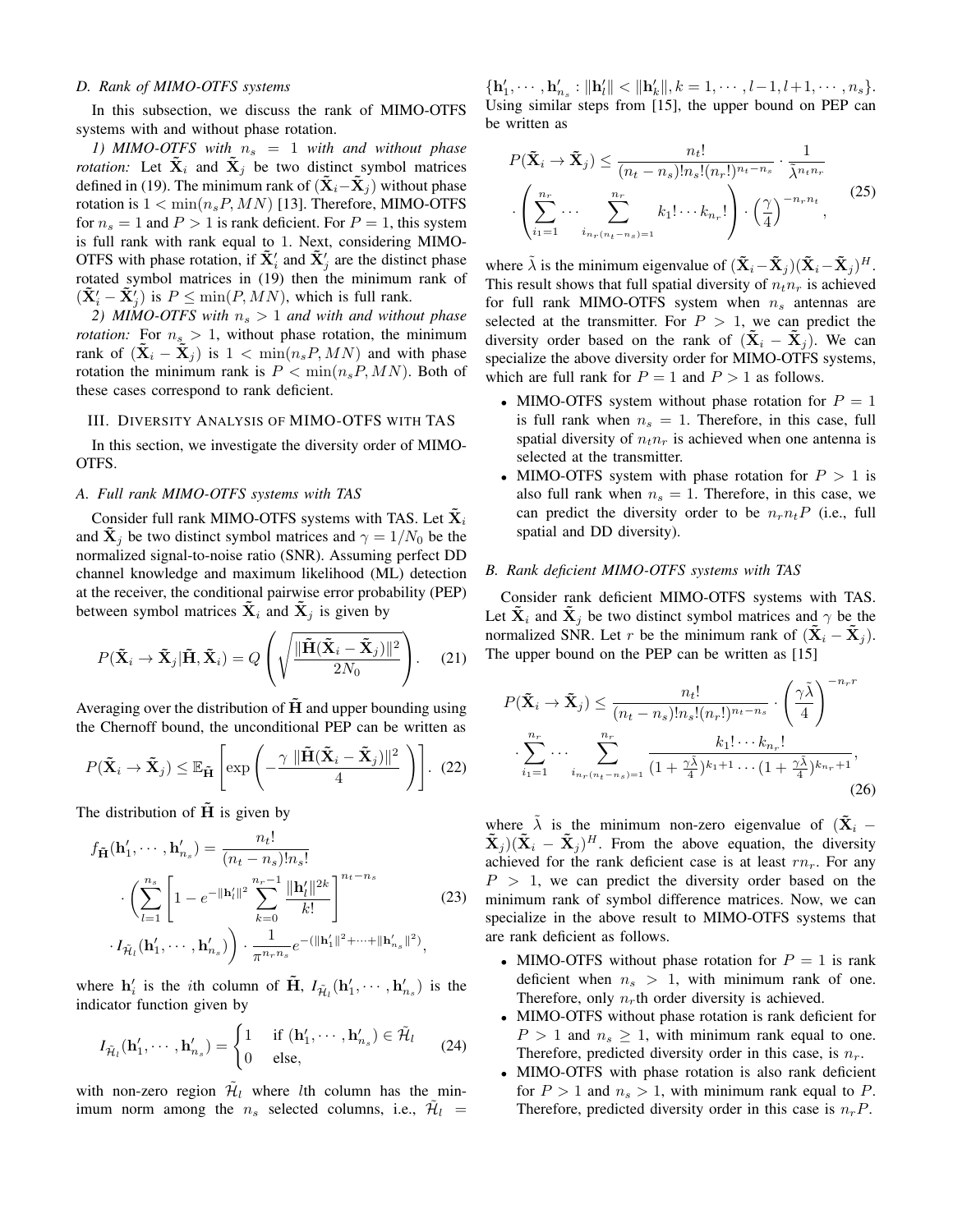### D. Rank of MIMO-OTFS systems

In this subsection, we discuss the rank of MIMO-OTFS systems with and without phase rotation.

*1) MIMO-OTFS with $n_s = 1$ with and without phase rotation:* Let $\tilde{\mathbf{X}}_i$ and $\tilde{\mathbf{X}}_j$ be two distinct symbol matrices defined in (19). The minimum rank of $(\tilde{\mathbf{X}}_i - \tilde{\mathbf{X}}_j)$ without phase rotation is $1 < \min(n_s P, MN)$ [13]. Therefore, MIMO-OTFS for $n_s = 1$ and $P > 1$ is rank deficient. For $P = 1$, this system is full rank with rank equal to 1. Next, considering MIMO-OTFS with phase rotation, if $\tilde{\mathbf{X}}_i'$ and $\tilde{\mathbf{X}}_j'$ are the distinct phase rotated symbol matrices in (19) then the minimum rank of $(\tilde{\mathbf{X}}_i' - \tilde{\mathbf{X}}_j')$ is $P \leq \min(P, MN)$, which is full rank.

*2) MIMO-OTFS with $n_s > 1$ and with and without phase rotation:* For $n_s > 1$, without phase rotation, the minimum rank of $(\tilde{\mathbf{X}}_i - \tilde{\mathbf{X}}_j)$ is $1 < \min(n_s P, MN)$ and with phase rotation the minimum rank is $P < \min(n_s P, MN)$. Both of these cases correspond to rank deficient.

## III. Diversity Analysis of MIMO-OTFS with TAS

In this section, we investigate the diversity order of MIMO-OTFS.

### A. Full rank MIMO-OTFS systems with TAS

Consider full rank MIMO-OTFS systems with TAS. Let $\tilde{\mathbf{X}}_i$ and $\tilde{\mathbf{X}}_j$ be two distinct symbol matrices and $\gamma = 1/N_0$ be the normalized signal-to-noise ratio (SNR). Assuming perfect DD channel knowledge and maximum likelihood (ML) detection at the receiver, the conditional pairwise error probability (PEP) between symbol matrices $\tilde{\mathbf{X}}_i$ and $\tilde{\mathbf{X}}_j$ is given by

$$P(\tilde{\mathbf{X}}_i \rightarrow \tilde{\mathbf{X}}_j | \tilde{\mathbf{H}}, \tilde{\mathbf{X}}_i) = Q\left(\sqrt{\frac{\|\tilde{\mathbf{H}}(\tilde{\mathbf{X}}_i - \tilde{\mathbf{X}}_j)\|^2}{2N_0}}\right). \quad (21)$$

Averaging over the distribution of $\tilde{\mathbf{H}}$ and upper bounding using the Chernoff bound, the unconditional PEP can be written as

$$P(\tilde{\mathbf{X}}_i \rightarrow \tilde{\mathbf{X}}_j) \leq \mathbb{E}_{\tilde{\mathbf{H}}}\left[\exp\left(-\frac{\gamma\ \|\tilde{\mathbf{H}}(\tilde{\mathbf{X}}_i - \tilde{\mathbf{X}}_j)\|^2}{4}\right)\right]. \quad (22)$$

The distribution of $\tilde{\mathbf{H}}$ is given by

$$\begin{aligned} f_{\tilde{\mathbf{H}}}(\mathbf{h}_1', \cdots, \mathbf{h}_{n_s}') &= \frac{n_t!}{(n_t - n_s)! n_s!} \\ &\cdot \left(\sum_{l=1}^{n_s}\left[1 - e^{-\|\mathbf{h}_l'\|^2}\sum_{k=0}^{n_r - 1}\frac{\|\mathbf{h}_l'\|^{2k}}{k!}\right]^{n_t - n_s}\right. \\ &\left. \cdot I_{\tilde{\mathcal{H}}_l}(\mathbf{h}_1', \cdots, \mathbf{h}_{n_s}')\right) \cdot \frac{1}{\pi^{n_r n_s}} e^{-(\|\mathbf{h}_1'\|^2 + \cdots + \|\mathbf{h}_{n_s}'\|^2)}, \end{aligned} \quad (23)$$

where $\mathbf{h}_i'$ is the $i$th column of $\tilde{\mathbf{H}}$, $I_{\tilde{\mathcal{H}}_l}(\mathbf{h}_1', \cdots, \mathbf{h}_{n_s}')$ is the indicator function given by

$$I_{\tilde{\mathcal{H}}_l}(\mathbf{h}_1', \cdots, \mathbf{h}_{n_s}') = \begin{cases} 1 & \text{if } (\mathbf{h}_1', \cdots, \mathbf{h}_{n_s}') \in \tilde{\mathcal{H}}_l \\ 0 & \text{else,} \end{cases} \quad (24)$$

with non-zero region $\tilde{\mathcal{H}}_l$ where $l$th column has the minimum norm among the $n_s$ selected columns, i.e., $\tilde{\mathcal{H}}_l = \{\mathbf{h}_1', \cdots, \mathbf{h}_{n_s}' : \|\mathbf{h}_l'\| < \|\mathbf{h}_k'\|, k = 1, \cdots, l-1, l+1, \cdots, n_s\}$. Using similar steps from [15], the upper bound on PEP can be written as

$$\begin{aligned} P(\tilde{\mathbf{X}}_i \rightarrow \tilde{\mathbf{X}}_j) &\leq \frac{n_t!}{(n_t - n_s)! n_s! (n_r!)^{n_t - n_s}} \cdot \frac{1}{\tilde{\lambda}^{n_t n_r}} \\ &\cdot \left(\sum_{i_1 = 1}^{n_r} \cdots \sum_{i_{n_r(n_t - n_s)} = 1}^{n_r} k_1! \cdots k_{n_r}!\right) \cdot \left(\frac{\gamma}{4}\right)^{-n_r n_t}, \end{aligned} \quad (25)$$

where $\tilde{\lambda}$ is the minimum eigenvalue of $(\tilde{\mathbf{X}}_i - \tilde{\mathbf{X}}_j)(\tilde{\mathbf{X}}_i - \tilde{\mathbf{X}}_j)^H$. This result shows that full spatial diversity of $n_t n_r$ is achieved for full rank MIMO-OTFS system when $n_s$ antennas are selected at the transmitter. For $P > 1$, we can predict the diversity order based on the rank of $(\tilde{\mathbf{X}}_i - \tilde{\mathbf{X}}_j)$. We can specialize the above diversity order for MIMO-OTFS systems, which are full rank for $P = 1$ and $P > 1$ as follows.

- MIMO-OTFS system without phase rotation for $P = 1$ is full rank when $n_s = 1$. Therefore, in this case, full spatial diversity of $n_t n_r$ is achieved when one antenna is selected at the transmitter.
- MIMO-OTFS system with phase rotation for $P > 1$ is also full rank when $n_s = 1$. Therefore, in this case, we can predict the diversity order to be $n_r n_t P$ (i.e., full spatial and DD diversity).

### B. Rank deficient MIMO-OTFS systems with TAS

Consider rank deficient MIMO-OTFS systems with TAS. Let $\tilde{\mathbf{X}}_i$ and $\tilde{\mathbf{X}}_j$ be two distinct symbol matrices and $\gamma$ be the normalized SNR. Let $r$ be the minimum rank of $(\tilde{\mathbf{X}}_i - \tilde{\mathbf{X}}_j)$. The upper bound on the PEP can be written as [15]

$$\begin{aligned} P(\tilde{\mathbf{X}}_i \rightarrow \tilde{\mathbf{X}}_j) &\leq \frac{n_t!}{(n_t - n_s)! n_s! (n_r!)^{n_t - n_s}} \cdot \left(\frac{\gamma\tilde{\lambda}}{4}\right)^{-n_r r} \\ &\cdot \sum_{i_1 = 1}^{n_r} \cdots \sum_{i_{n_r(n_t - n_s)} = 1}^{n_r} \frac{k_1! \cdots k_{n_r}!}{(1 + \frac{\gamma\tilde{\lambda}}{4})^{k_1 + 1} \cdots (1 + \frac{\gamma\tilde{\lambda}}{4})^{k_{n_r} + 1}}, \end{aligned} \quad (26)$$

where $\tilde{\lambda}$ is the minimum non-zero eigenvalue of $(\tilde{\mathbf{X}}_i - \tilde{\mathbf{X}}_j)(\tilde{\mathbf{X}}_i - \tilde{\mathbf{X}}_j)^H$. From the above equation, the diversity achieved for the rank deficient case is at least $r n_r$. For any $P > 1$, we can predict the diversity order based on the minimum rank of symbol difference matrices. Now, we can specialize in the above result to MIMO-OTFS systems that are rank deficient as follows.

- MIMO-OTFS without phase rotation for $P = 1$ is rank deficient when $n_s > 1$, with minimum rank of one. Therefore, only $n_r$th order diversity is achieved.
- MIMO-OTFS without phase rotation is rank deficient for $P > 1$ and $n_s \geq 1$, with minimum rank equal to one. Therefore, predicted diversity order in this case, is $n_r$.
- MIMO-OTFS with phase rotation is also rank deficient for $P > 1$ and $n_s > 1$, with minimum rank equal to $P$. Therefore, predicted diversity order in this case is $n_r P$.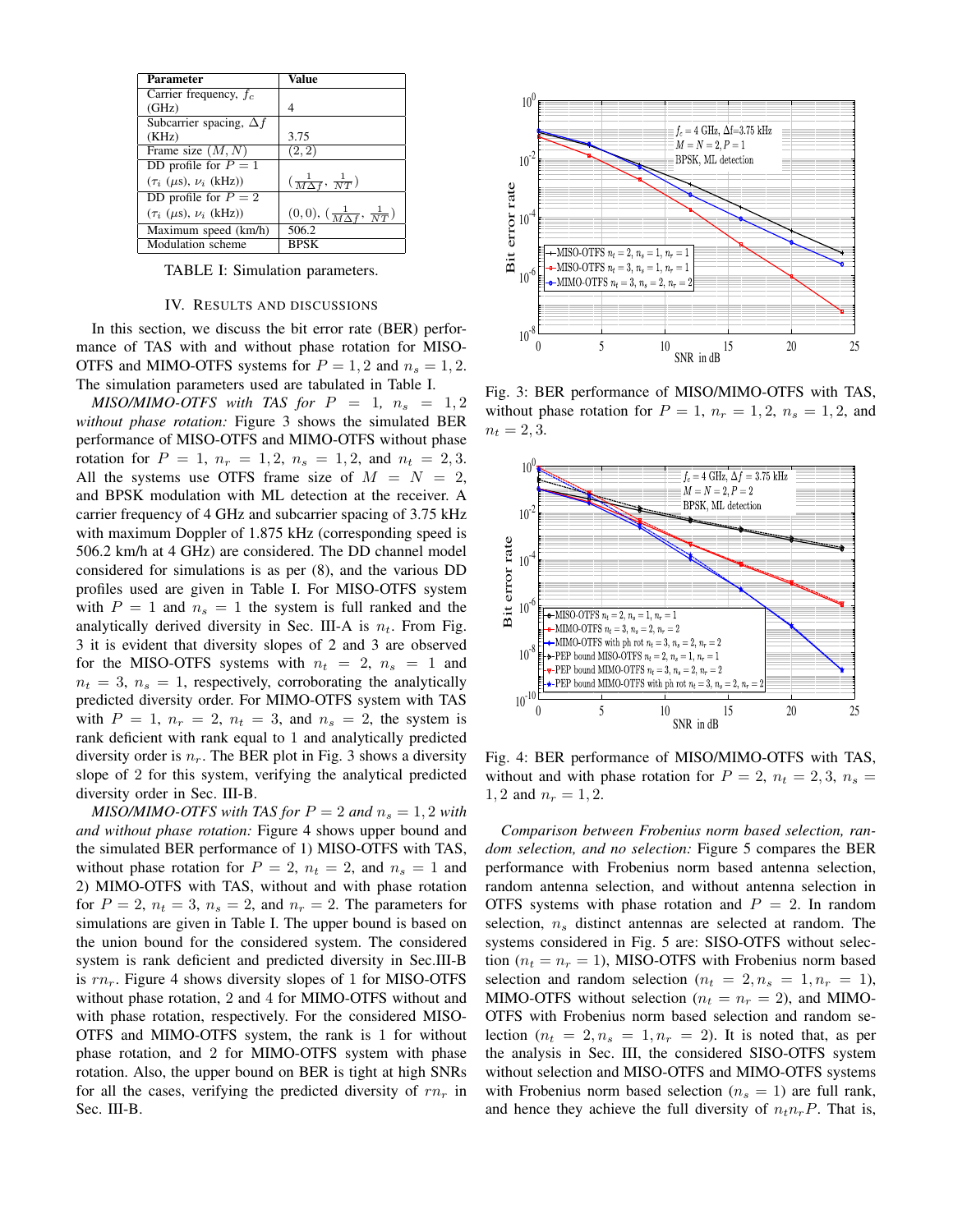| Parameter | Value |
| --- | --- |
| Carrier frequency, $f_c$ (GHz) | 4 |
| Subcarrier spacing, $\Delta f$ (KHz) | 3.75 |
| Frame size $(M, N)$ | $(2, 2)$ |
| DD profile for $P = 1$ ($\tau_i$ ($\mu$s), $\nu_i$ (kHz)) | $(\frac{1}{M\Delta f}, \frac{1}{NT})$ |
| DD profile for $P = 2$ ($\tau_i$ ($\mu$s), $\nu_i$ (kHz)) | $(0, 0)$, $(\frac{1}{M\Delta f}, \frac{1}{NT})$ |
| Maximum speed (km/h) | 506.2 |
| Modulation scheme | BPSK |

TABLE I: Simulation parameters.

## IV. Results and discussions

In this section, we discuss the bit error rate (BER) performance of TAS with and without phase rotation for MISO-OTFS and MIMO-OTFS systems for $P = 1, 2$ and $n_s = 1, 2$. The simulation parameters used are tabulated in Table I.

*MISO/MIMO-OTFS with TAS for $P = 1$, $n_s = 1, 2$ without phase rotation:* Figure 3 shows the simulated BER performance of MISO-OTFS and MIMO-OTFS without phase rotation for $P = 1$, $n_r = 1, 2$, $n_s = 1, 2$, and $n_t = 2, 3$. All the systems use OTFS frame size of $M = N = 2$, and BPSK modulation with ML detection at the receiver. A carrier frequency of 4 GHz and subcarrier spacing of 3.75 kHz with maximum Doppler of 1.875 kHz (corresponding speed is 506.2 km/h at 4 GHz) are considered. The DD channel model considered for simulations is as per (8), and the various DD profiles used are given in Table I. For MISO-OTFS system with $P = 1$ and $n_s = 1$ the system is full ranked and the analytically derived diversity in Sec. III-A is $n_t$. From Fig. 3 it is evident that diversity slopes of 2 and 3 are observed for the MISO-OTFS systems with $n_t = 2$, $n_s = 1$ and $n_t = 3$, $n_s = 1$, respectively, corroborating the analytically predicted diversity order. For MIMO-OTFS system with TAS with $P = 1$, $n_r = 2$, $n_t = 3$, and $n_s = 2$, the system is rank deficient with rank equal to 1 and analytically predicted diversity order is $n_r$. The BER plot in Fig. 3 shows a diversity slope of 2 for this system, verifying the analytical predicted diversity order in Sec. III-B.

*MISO/MIMO-OTFS with TAS for $P = 2$ and $n_s = 1, 2$ with and without phase rotation:* Figure 4 shows upper bound and the simulated BER performance of 1) MISO-OTFS with TAS, without phase rotation for $P = 2$, $n_t = 2$, and $n_s = 1$ and 2) MIMO-OTFS with TAS, without and with phase rotation for $P = 2$, $n_t = 3$, $n_s = 2$, and $n_r = 2$. The parameters for simulations are given in Table I. The upper bound is based on the union bound for the considered system. The considered system is rank deficient and predicted diversity in Sec.III-B is $rn_r$. Figure 4 shows diversity slopes of 1 for MISO-OTFS without phase rotation, 2 and 4 for MIMO-OTFS without and with phase rotation, respectively. For the considered MISO-OTFS and MIMO-OTFS system, the rank is 1 for without phase rotation, and 2 for MIMO-OTFS system with phase rotation. Also, the upper bound on BER is tight at high SNRs for all the cases, verifying the predicted diversity of $rn_r$ in Sec. III-B.

Fig. 3: BER performance of MISO/MIMO-OTFS with TAS, without phase rotation for $P = 1$, $n_r = 1, 2$, $n_s = 1, 2$, and $n_t = 2, 3$.

Fig. 4: BER performance of MISO/MIMO-OTFS with TAS, without and with phase rotation for $P = 2$, $n_t = 2, 3$, $n_s = 1, 2$ and $n_r = 1, 2$.

*Comparison between Frobenius norm based selection, random selection, and no selection:* Figure 5 compares the BER performance with Frobenius norm based antenna selection, random antenna selection, and without antenna selection in OTFS systems with phase rotation and $P = 2$. In random selection, $n_s$ distinct antennas are selected at random. The systems considered in Fig. 5 are: SISO-OTFS without selection ($n_t = n_r = 1$), MISO-OTFS with Frobenius norm based selection and random selection ($n_t = 2, n_s = 1, n_r = 1$), MIMO-OTFS without selection ($n_t = n_r = 2$), and MIMO-OTFS with Frobenius norm based selection and random selection ($n_t = 2, n_s = 1, n_r = 2$). It is noted that, as per the analysis in Sec. III, the considered SISO-OTFS system without selection and MISO-OTFS and MIMO-OTFS systems with Frobenius norm based selection ($n_s = 1$) are full rank, and hence they achieve the full diversity of $n_t n_r P$. That is,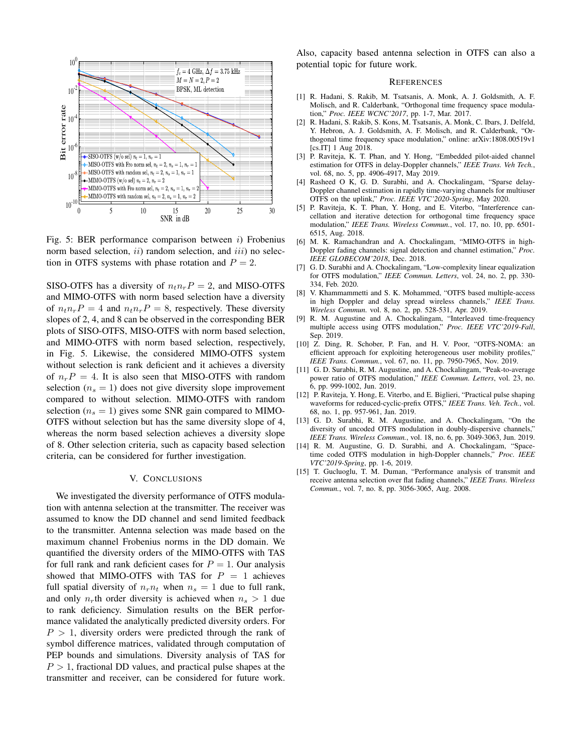$f_c = 4$ GHz, $\Delta f = 3.75$ kHz
$M = N = 2, P = 2$
BPSK, ML detection

Bit error rate

SNR in dB

$10^{0}$
$10^{-2}$
$10^{-4}$
$10^{-6}$
$10^{-8}$
$10^{-10}$

0 5 10 15 20 25 30

SISO-OTFS (w/o sel) $n_t = 1, n_r = 1$
MISO-OTFS with Fro norm sel, $n_t = 2, n_s = 1, n_r = 1$
MISO-OTFS with random sel, $n_t = 2, n_s = 1, n_r = 1$
MIMO-OTFS (w/o sel) $n_t = 2, n_r = 2$
MIMO-OTFS with Fro norm sel, $n_t = 2, n_s = 1, n_r = 2$
MIMO-OTFS with random sel, $n_t = 2, n_s = 1, n_r = 2$

Fig. 5: BER performance comparison between $i)$ Frobenius norm based selection, $ii)$ random selection, and $iii)$ no selection in OTFS systems with phase rotation and $P = 2$.

SISO-OTFS has a diversity of $n_t n_r P = 2$, and MISO-OTFS and MIMO-OTFS with norm based selection have a diversity of $n_t n_r P = 4$ and $n_t n_r P = 8$, respectively. These diversity slopes of 2, 4, and 8 can be observed in the corresponding BER plots of SISO-OTFS, MISO-OTFS with norm based selection, and MIMO-OTFS with norm based selection, respectively, in Fig. 5. Likewise, the considered MIMO-OTFS system without selection is rank deficient and it achieves a diversity of $n_r P = 4$. It is also seen that MISO-OTFS with random selection ($n_s = 1$) does not give diversity slope improvement compared to without selection. MIMO-OTFS with random selection ($n_s = 1$) gives some SNR gain compared to MIMO-OTFS without selection but has the same diversity slope of 4, whereas the norm based selection achieves a diversity slope of 8. Other selection criteria, such as capacity based selection criteria, can be considered for further investigation.

## V. Conclusions

We investigated the diversity performance of OTFS modulation with antenna selection at the transmitter. The receiver was assumed to know the DD channel and send limited feedback to the transmitter. Antenna selection was made based on the maximum channel Frobenius norms in the DD domain. We quantified the diversity orders of the MIMO-OTFS with TAS for full rank and rank deficient cases for $P = 1$. Our analysis showed that MIMO-OTFS with TAS for $P = 1$ achieves full spatial diversity of $n_r n_t$ when $n_s = 1$ due to full rank, and only $n_r$th order diversity is achieved when $n_s > 1$ due to rank deficiency. Simulation results on the BER performance validated the analytically predicted diversity orders. For $P > 1$, diversity orders were predicted through the rank of symbol difference matrices, validated through computation of PEP bounds and simulations. Diversity analysis of TAS for $P > 1$, fractional DD values, and practical pulse shapes at the transmitter and receiver, can be considered for future work. Also, capacity based antenna selection in OTFS can also a potential topic for future work.

## References

[1] R. Hadani, S. Rakib, M. Tsatsanis, A. Monk, A. J. Goldsmith, A. F. Molisch, and R. Calderbank, "Orthogonal time frequency space modulation," *Proc. IEEE WCNC'2017*, pp. 1-7, Mar. 2017.

[2] R. Hadani, S. Rakib, S. Kons, M. Tsatsanis, A. Monk, C. Ibars, J. Delfeld, Y. Hebron, A. J. Goldsmith, A. F. Molisch, and R. Calderbank, "Orthogonal time frequency space modulation," online: arXiv:1808.00519v1 [cs.IT] 1 Aug 2018.

[3] P. Raviteja, K. T. Phan, and Y. Hong, "Embedded pilot-aided channel estimation for OTFS in delay-Doppler channels," *IEEE Trans. Veh Tech.*, vol. 68, no. 5, pp. 4906-4917, May 2019.

[4] Rasheed O K, G. D. Surabhi, and A. Chockalingam, "Sparse delay-Doppler channel estimation in rapidly time-varying channels for multiuser OTFS on the uplink," *Proc. IEEE VTC'2020-Spring*, May 2020.

[5] P. Raviteja, K. T. Phan, Y. Hong, and E. Viterbo, "Interference cancellation and iterative detection for orthogonal time frequency space modulation," *IEEE Trans. Wireless Commun.*, vol. 17, no. 10, pp. 6501-6515, Aug. 2018.

[6] M. K. Ramachandran and A. Chockalingam, "MIMO-OTFS in high-Doppler fading channels: signal detection and channel estimation," *Proc. IEEE GLOBECOM'2018*, Dec. 2018.

[7] G. D. Surabhi and A. Chockalingam, "Low-complexity linear equalization for OTFS modulation," *IEEE Commun. Letters*, vol. 24, no. 2, pp. 330-334, Feb. 2020.

[8] V. Khammammetti and S. K. Mohammed, "OTFS based multiple-access in high Doppler and delay spread wireless channels," *IEEE Trans. Wireless Commun.* vol. 8, no. 2, pp. 528-531, Apr. 2019.

[9] R. M. Augustine and A. Chockalingam, "Interleaved time-frequency multiple access using OTFS modulation," *Proc. IEEE VTC'2019-Fall*, Sep. 2019.

[10] Z. Ding, R. Schober, P. Fan, and H. V. Poor, "OTFS-NOMA: an efficient approach for exploiting heterogeneous user mobility profiles," *IEEE Trans. Commun.*, vol. 67, no. 11, pp. 7950-7965, Nov. 2019.

[11] G. D. Surabhi, R. M. Augustine, and A. Chockalingam, "Peak-to-average power ratio of OTFS modulation," *IEEE Commun. Letters*, vol. 23, no. 6, pp. 999-1002, Jun. 2019.

[12] P. Raviteja, Y. Hong, E. Viterbo, and E. Biglieri, "Practical pulse shaping waveforms for reduced-cyclic-prefix OTFS," *IEEE Trans. Veh. Tech.*, vol. 68, no. 1, pp. 957-961, Jan. 2019.

[13] G. D. Surabhi, R. M. Augustine, and A. Chockalingam, "On the diversity of uncoded OTFS modulation in doubly-dispersive channels," *IEEE Trans. Wireless Commun.*, vol. 18, no. 6, pp. 3049-3063, Jun. 2019.

[14] R. M. Augustine, G. D. Surabhi, and A. Chockalingam, "Space-time coded OTFS modulation in high-Doppler channels," *Proc. IEEE VTC'2019-Spring*, pp. 1-6, 2019.

[15] T. Gucluoglu, T. M. Duman, "Performance analysis of transmit and receive antenna selection over flat fading channels," *IEEE Trans. Wireless Commun.*, vol. 7, no. 8, pp. 3056-3065, Aug. 2008.